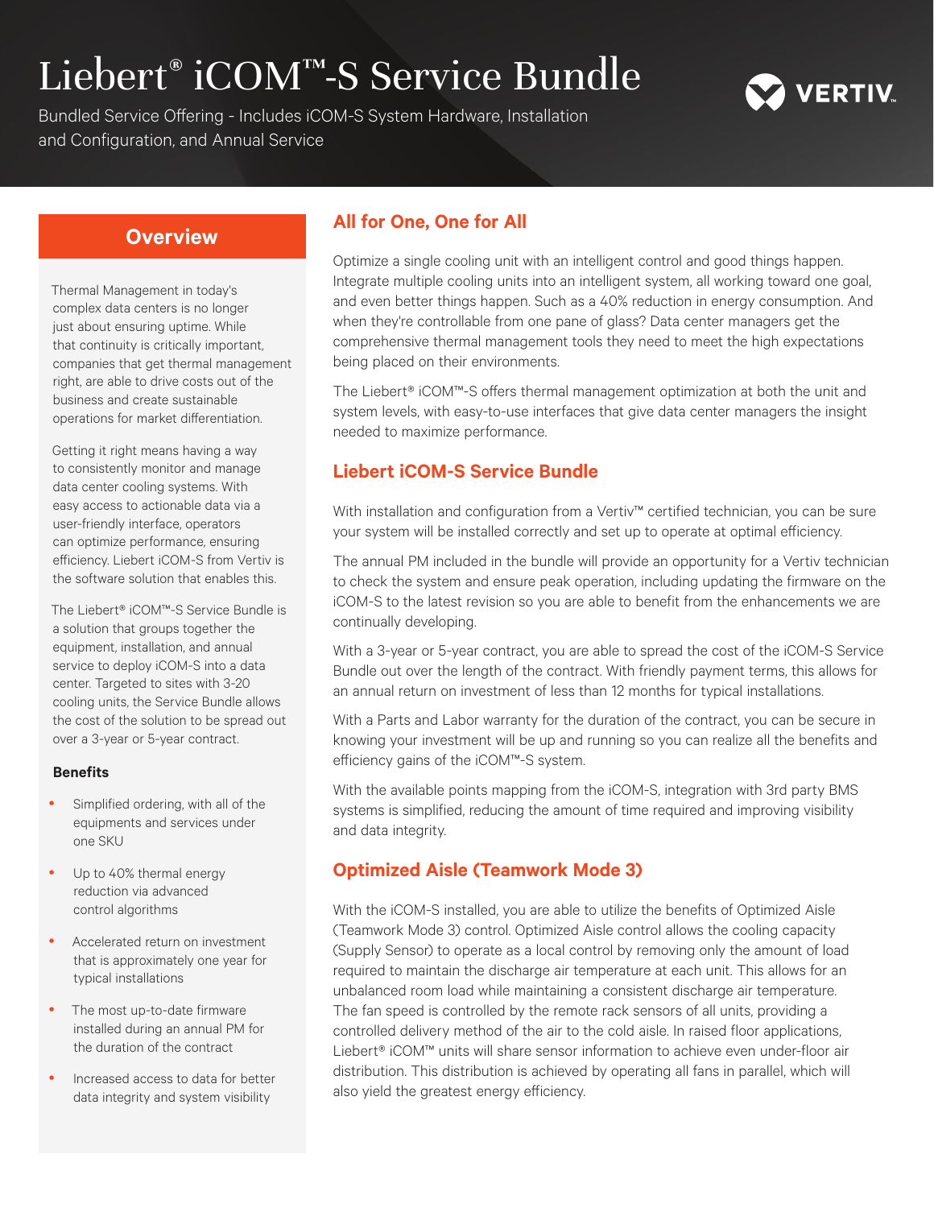# Liebert® iCOM™-S Service Bundle

Bundled Service Offering - Includes iCOM-S System Hardware, Installation and Configuration, and Annual Service

VERTIV.

## Overview

Thermal Management in today's complex data centers is no longer just about ensuring uptime. While that continuity is critically important, companies that get thermal management right, are able to drive costs out of the business and create sustainable operations for market differentiation.

Getting it right means having a way to consistently monitor and manage data center cooling systems. With easy access to actionable data via a user-friendly interface, operators can optimize performance, ensuring efficiency. Liebert iCOM-S from Vertiv is the software solution that enables this.

The Liebert® iCOM™-S Service Bundle is a solution that groups together the equipment, installation, and annual service to deploy iCOM-S into a data center. Targeted to sites with 3-20 cooling units, the Service Bundle allows the cost of the solution to be spread out over a 3-year or 5-year contract.

**Benefits**

- Simplified ordering, with all of the equipments and services under one SKU
- Up to 40% thermal energy reduction via advanced control algorithms
- Accelerated return on investment that is approximately one year for typical installations
- The most up-to-date firmware installed during an annual PM for the duration of the contract
- Increased access to data for better data integrity and system visibility

## All for One, One for All

Optimize a single cooling unit with an intelligent control and good things happen. Integrate multiple cooling units into an intelligent system, all working toward one goal, and even better things happen. Such as a 40% reduction in energy consumption. And when they're controllable from one pane of glass? Data center managers get the comprehensive thermal management tools they need to meet the high expectations being placed on their environments.

The Liebert® iCOM™-S offers thermal management optimization at both the unit and system levels, with easy-to-use interfaces that give data center managers the insight needed to maximize performance.

## Liebert iCOM-S Service Bundle

With installation and configuration from a Vertiv™ certified technician, you can be sure your system will be installed correctly and set up to operate at optimal efficiency.

The annual PM included in the bundle will provide an opportunity for a Vertiv technician to check the system and ensure peak operation, including updating the firmware on the iCOM-S to the latest revision so you are able to benefit from the enhancements we are continually developing.

With a 3-year or 5-year contract, you are able to spread the cost of the iCOM-S Service Bundle out over the length of the contract. With friendly payment terms, this allows for an annual return on investment of less than 12 months for typical installations.

With a Parts and Labor warranty for the duration of the contract, you can be secure in knowing your investment will be up and running so you can realize all the benefits and efficiency gains of the iCOM™-S system.

With the available points mapping from the iCOM-S, integration with 3rd party BMS systems is simplified, reducing the amount of time required and improving visibility and data integrity.

## Optimized Aisle (Teamwork Mode 3)

With the iCOM-S installed, you are able to utilize the benefits of Optimized Aisle (Teamwork Mode 3) control. Optimized Aisle control allows the cooling capacity (Supply Sensor) to operate as a local control by removing only the amount of load required to maintain the discharge air temperature at each unit. This allows for an unbalanced room load while maintaining a consistent discharge air temperature. The fan speed is controlled by the remote rack sensors of all units, providing a controlled delivery method of the air to the cold aisle. In raised floor applications, Liebert® iCOM™ units will share sensor information to achieve even under-floor air distribution. This distribution is achieved by operating all fans in parallel, which will also yield the greatest energy efficiency.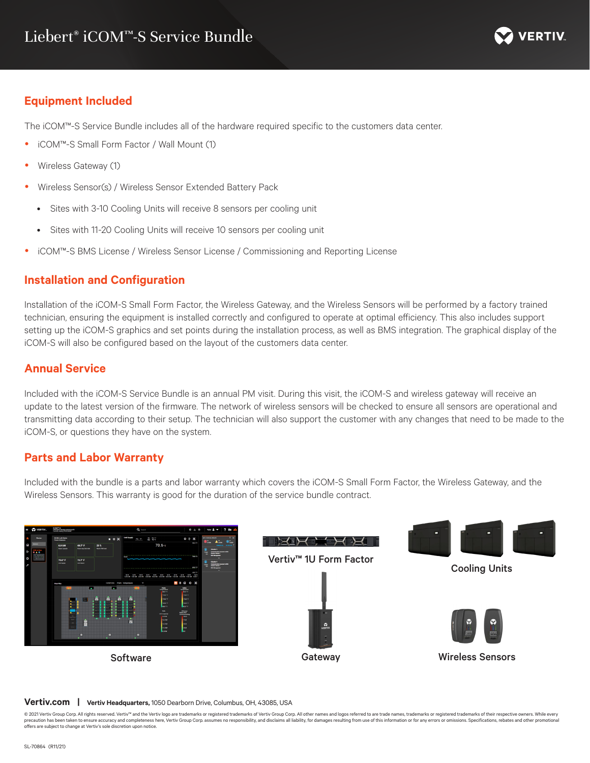# Liebert® iCOM™-S Service Bundle

## Equipment Included

The iCOM™-S Service Bundle includes all of the hardware required specific to the customers data center.

- iCOM™-S Small Form Factor / Wall Mount (1)
- Wireless Gateway (1)
- Wireless Sensor(s) / Wireless Sensor Extended Battery Pack
  - Sites with 3-10 Cooling Units will receive 8 sensors per cooling unit
  - Sites with 11-20 Cooling Units will receive 10 sensors per cooling unit
- iCOM™-S BMS License / Wireless Sensor License / Commissioning and Reporting License

## Installation and Configuration

Installation of the iCOM-S Small Form Factor, the Wireless Gateway, and the Wireless Sensors will be performed by a factory trained technician, ensuring the equipment is installed correctly and configured to operate at optimal efficiency. This also includes support setting up the iCOM-S graphics and set points during the installation process, as well as BMS integration. The graphical display of the iCOM-S will also be configured based on the layout of the customers data center.

## Annual Service

Included with the iCOM-S Service Bundle is an annual PM visit. During this visit, the iCOM-S and wireless gateway will receive an update to the latest version of the firmware. The network of wireless sensors will be checked to ensure all sensors are operational and transmitting data according to their setup. The technician will also support the customer with any changes that need to be made to the iCOM-S, or questions they have on the system.

## Parts and Labor Warranty

Included with the bundle is a parts and labor warranty which covers the iCOM-S Small Form Factor, the Wireless Gateway, and the Wireless Sensors. This warranty is good for the duration of the service bundle contract.

Software

Vertiv™ 1U Form Factor

Cooling Units

Gateway

Wireless Sensors

**Vertiv.com** | **Vertiv Headquarters,** 1050 Dearborn Drive, Columbus, OH, 43085, USA

© 2021 Vertiv Group Corp. All rights reserved. Vertiv™ and the Vertiv logo are trademarks or registered trademarks of Vertiv Group Corp. All other names and logos referred to are trade names, trademarks or registered trademarks of their respective owners. While every precaution has been taken to ensure accuracy and completeness here, Vertiv Group Corp. assumes no responsibility, and disclaims all liability, for damages resulting from use of this information or for any errors or omissions. Specifications, rebates and other promotional offers are subject to change at Vertiv's sole discretion upon notice.

SL-70864 (R11/21)